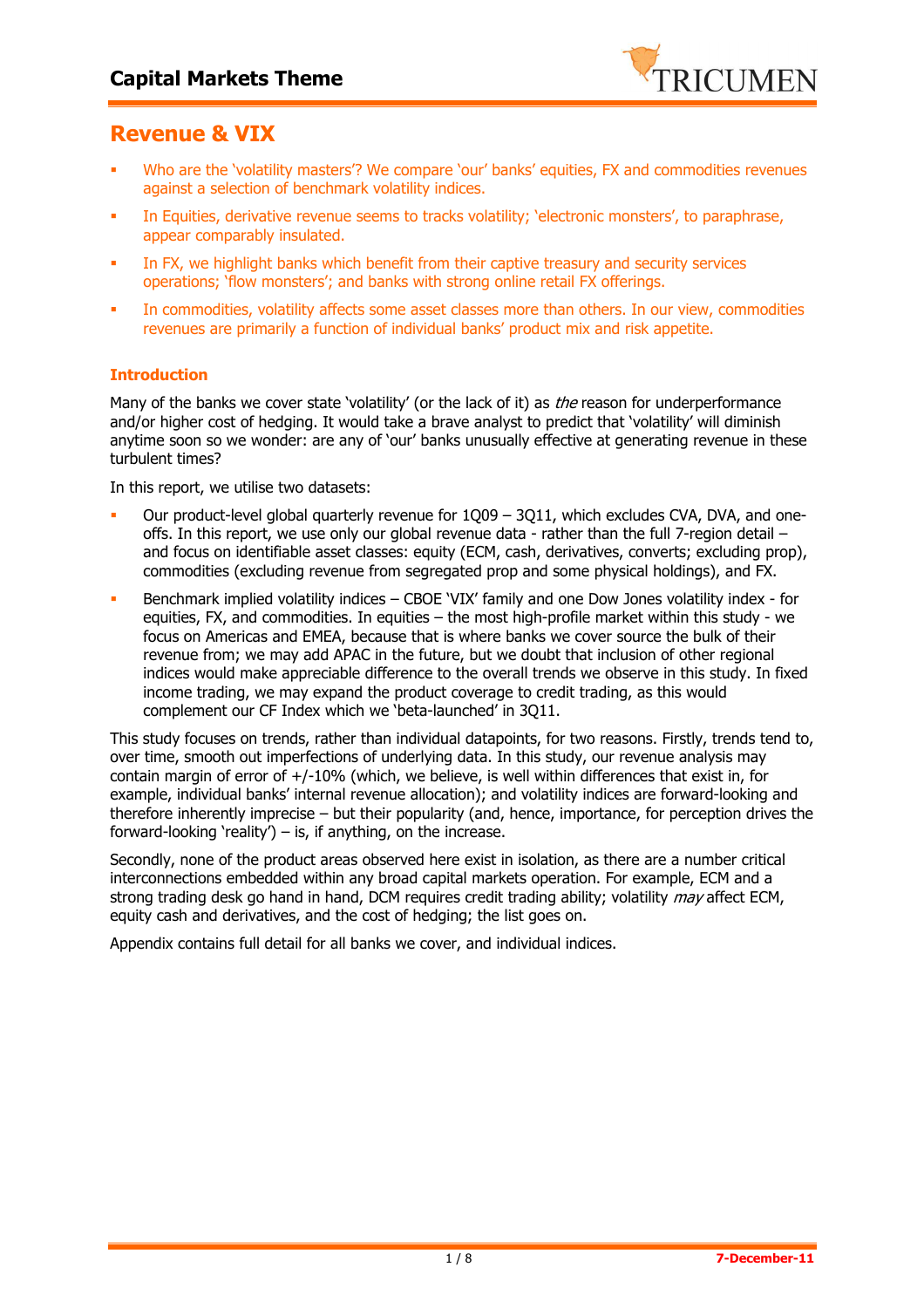# Revenue & VIX

- Who are the 'volatility masters'? We compare 'our' banks' equities, FX and commodities revenues against a selection of benchmark volatility indices.
- In Equities, derivative revenue seems to tracks volatility; 'electronic monsters', to paraphrase, appear comparably insulated.
- In FX, we highlight banks which benefit from their captive treasury and security services operations; 'flow monsters'; and banks with strong online retail FX offerings.
- In commodities, volatility affects some asset classes more than others. In our view, commodities revenues are primarily a function of individual banks' product mix and risk appetite.

### Introduction

Many of the banks we cover state 'volatility' (or the lack of it) as *the* reason for underperformance and/or higher cost of hedging. It would take a brave analyst to predict that 'volatility' will diminish anytime soon so we wonder: are any of 'our' banks unusually effective at generating revenue in these turbulent times?

In this report, we utilise two datasets:

- Our product-level global quarterly revenue for 1Q09 – 3Q11, which excludes CVA, DVA, and one-offs. In this report, we use only our global revenue data - rather than the full 7-region detail – and focus on identifiable asset classes: equity (ECM, cash, derivatives, converts; excluding prop), commodities (excluding revenue from segregated prop and some physical holdings), and FX.
- Benchmark implied volatility indices – CBOE 'VIX' family and one Dow Jones volatility index - for equities, FX, and commodities. In equities – the most high-profile market within this study - we focus on Americas and EMEA, because that is where banks we cover source the bulk of their revenue from; we may add APAC in the future, but we doubt that inclusion of other regional indices would make appreciable difference to the overall trends we observe in this study. In fixed income trading, we may expand the product coverage to credit trading, as this would complement our CF Index which we 'beta-launched' in 3Q11.

This study focuses on trends, rather than individual datapoints, for two reasons. Firstly, trends tend to, over time, smooth out imperfections of underlying data. In this study, our revenue analysis may contain margin of error of +/-10% (which, we believe, is well within differences that exist in, for example, individual banks' internal revenue allocation); and volatility indices are forward-looking and therefore inherently imprecise – but their popularity (and, hence, importance, for perception drives the forward-looking 'reality') – is, if anything, on the increase.

Secondly, none of the product areas observed here exist in isolation, as there are a number critical interconnections embedded within any broad capital markets operation. For example, ECM and a strong trading desk go hand in hand, DCM requires credit trading ability; volatility *may* affect ECM, equity cash and derivatives, and the cost of hedging; the list goes on.

Appendix contains full detail for all banks we cover, and individual indices.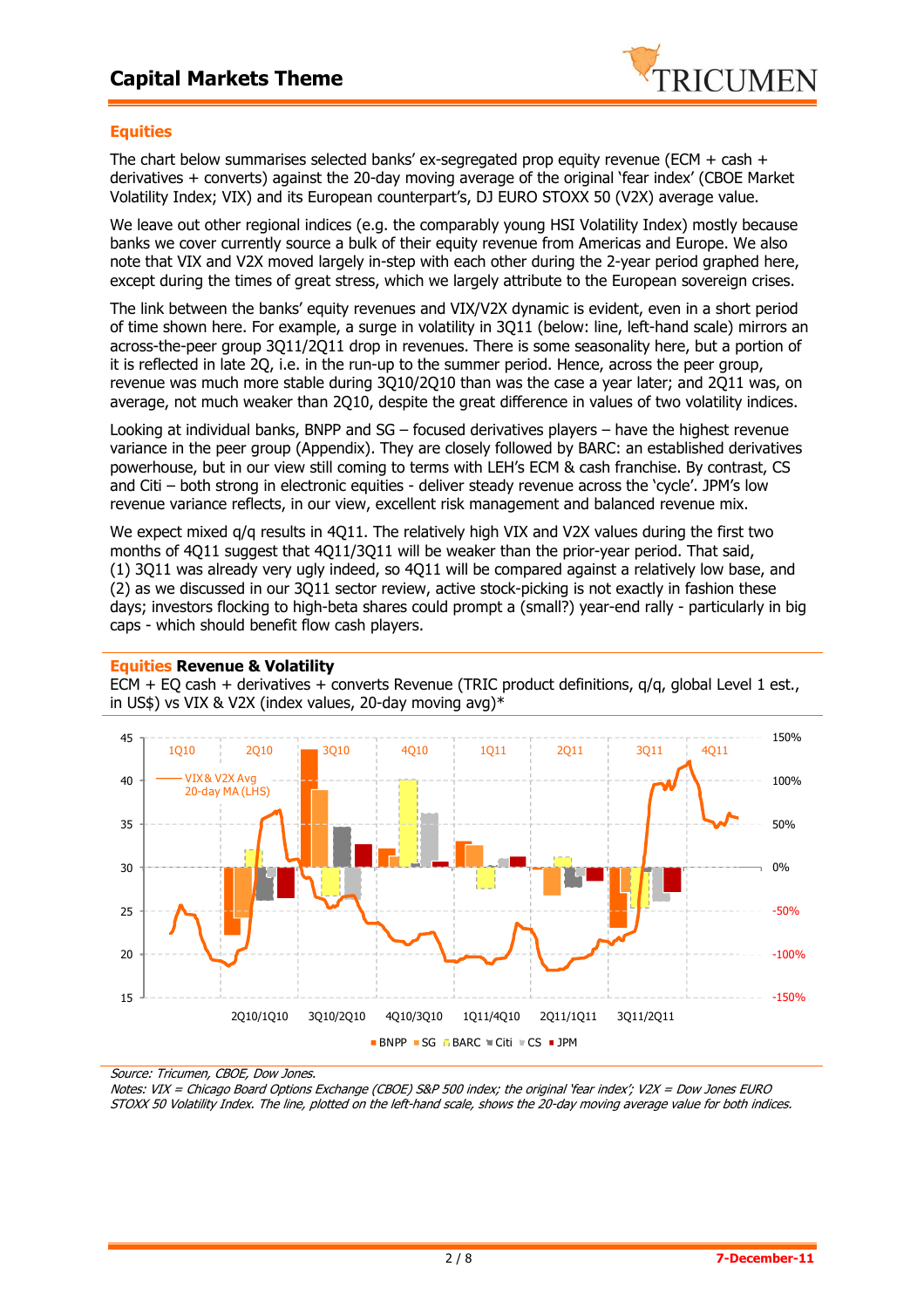## Equities

The chart below summarises selected banks' ex-segregated prop equity revenue (ECM + cash + derivatives + converts) against the 20-day moving average of the original 'fear index' (CBOE Market Volatility Index; VIX) and its European counterpart's, DJ EURO STOXX 50 (V2X) average value.

We leave out other regional indices (e.g. the comparably young HSI Volatility Index) mostly because banks we cover currently source a bulk of their equity revenue from Americas and Europe. We also note that VIX and V2X moved largely in-step with each other during the 2-year period graphed here, except during the times of great stress, which we largely attribute to the European sovereign crises.

The link between the banks' equity revenues and VIX/V2X dynamic is evident, even in a short period of time shown here. For example, a surge in volatility in 3Q11 (below: line, left-hand scale) mirrors an across-the-peer group 3Q11/2Q11 drop in revenues. There is some seasonality here, but a portion of it is reflected in late 2Q, i.e. in the run-up to the summer period. Hence, across the peer group, revenue was much more stable during 3Q10/2Q10 than was the case a year later; and 2Q11 was, on average, not much weaker than 2Q10, despite the great difference in values of two volatility indices.

Looking at individual banks, BNPP and SG – focused derivatives players – have the highest revenue variance in the peer group (Appendix). They are closely followed by BARC: an established derivatives powerhouse, but in our view still coming to terms with LEH's ECM & cash franchise. By contrast, CS and Citi – both strong in electronic equities - deliver steady revenue across the 'cycle'. JPM's low revenue variance reflects, in our view, excellent risk management and balanced revenue mix.

We expect mixed q/q results in 4Q11. The relatively high VIX and V2X values during the first two months of 4Q11 suggest that 4Q11/3Q11 will be weaker than the prior-year period. That said, (1) 3Q11 was already very ugly indeed, so 4Q11 will be compared against a relatively low base, and (2) as we discussed in our 3Q11 sector review, active stock-picking is not exactly in fashion these days; investors flocking to high-beta shares could prompt a (small?) year-end rally - particularly in big caps - which should benefit flow cash players.

**Equities Revenue & Volatility**

ECM + EQ cash + derivatives + converts Revenue (TRIC product definitions, q/q, global Level 1 est., in US$) vs VIX & V2X (index values, 20-day moving avg)*

*Source: Tricumen, CBOE, Dow Jones.*
*Notes: VIX = Chicago Board Options Exchange (CBOE) S&P 500 index; the original 'fear index'; V2X = Dow Jones EURO STOXX 50 Volatility Index. The line, plotted on the left-hand scale, shows the 20-day moving average value for both indices.*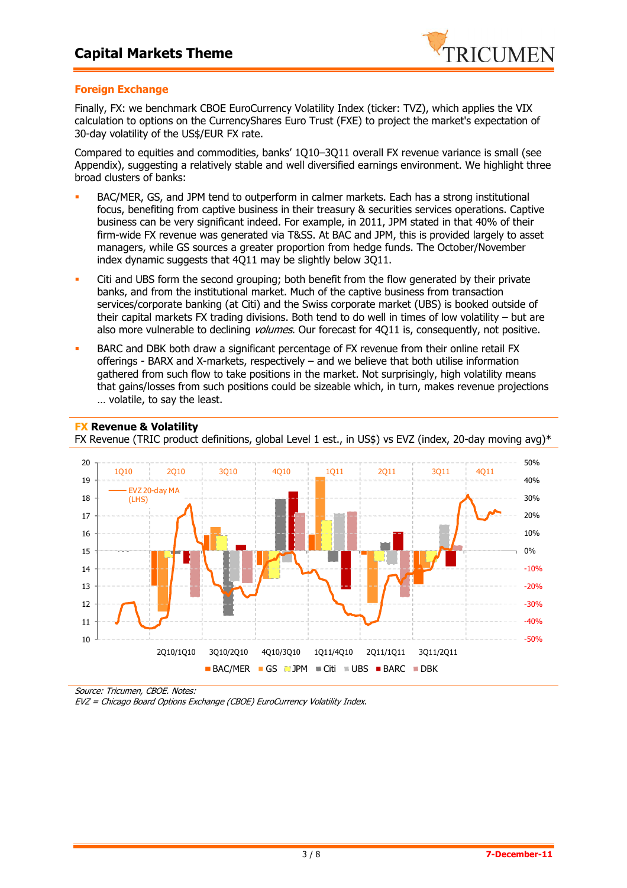## Foreign Exchange

Finally, FX: we benchmark CBOE EuroCurrency Volatility Index (ticker: TVZ), which applies the VIX calculation to options on the CurrencyShares Euro Trust (FXE) to project the market's expectation of 30-day volatility of the US$/EUR FX rate.

Compared to equities and commodities, banks' 1Q10–3Q11 overall FX revenue variance is small (see Appendix), suggesting a relatively stable and well diversified earnings environment. We highlight three broad clusters of banks:

- BAC/MER, GS, and JPM tend to outperform in calmer markets. Each has a strong institutional focus, benefiting from captive business in their treasury & securities services operations. Captive business can be very significant indeed. For example, in 2011, JPM stated in that 40% of their firm-wide FX revenue was generated via T&SS. At BAC and JPM, this is provided largely to asset managers, while GS sources a greater proportion from hedge funds. The October/November index dynamic suggests that 4Q11 may be slightly below 3Q11.
- Citi and UBS form the second grouping; both benefit from the flow generated by their private banks, and from the institutional market. Much of the captive business from transaction services/corporate banking (at Citi) and the Swiss corporate market (UBS) is booked outside of their capital markets FX trading divisions. Both tend to do well in times of low volatility – but are also more vulnerable to declining *volumes*. Our forecast for 4Q11 is, consequently, not positive.
- BARC and DBK both draw a significant percentage of FX revenue from their online retail FX offerings - BARX and X-markets, respectively – and we believe that both utilise information gathered from such flow to take positions in the market. Not surprisingly, high volatility means that gains/losses from such positions could be sizeable which, in turn, makes revenue projections … volatile, to say the least.

**FX Revenue & Volatility**

FX Revenue (TRIC product definitions, global Level 1 est., in US$) vs EVZ (index, 20-day moving avg)*

*Source: Tricumen, CBOE. Notes:*
*EVZ = Chicago Board Options Exchange (CBOE) EuroCurrency Volatility Index.*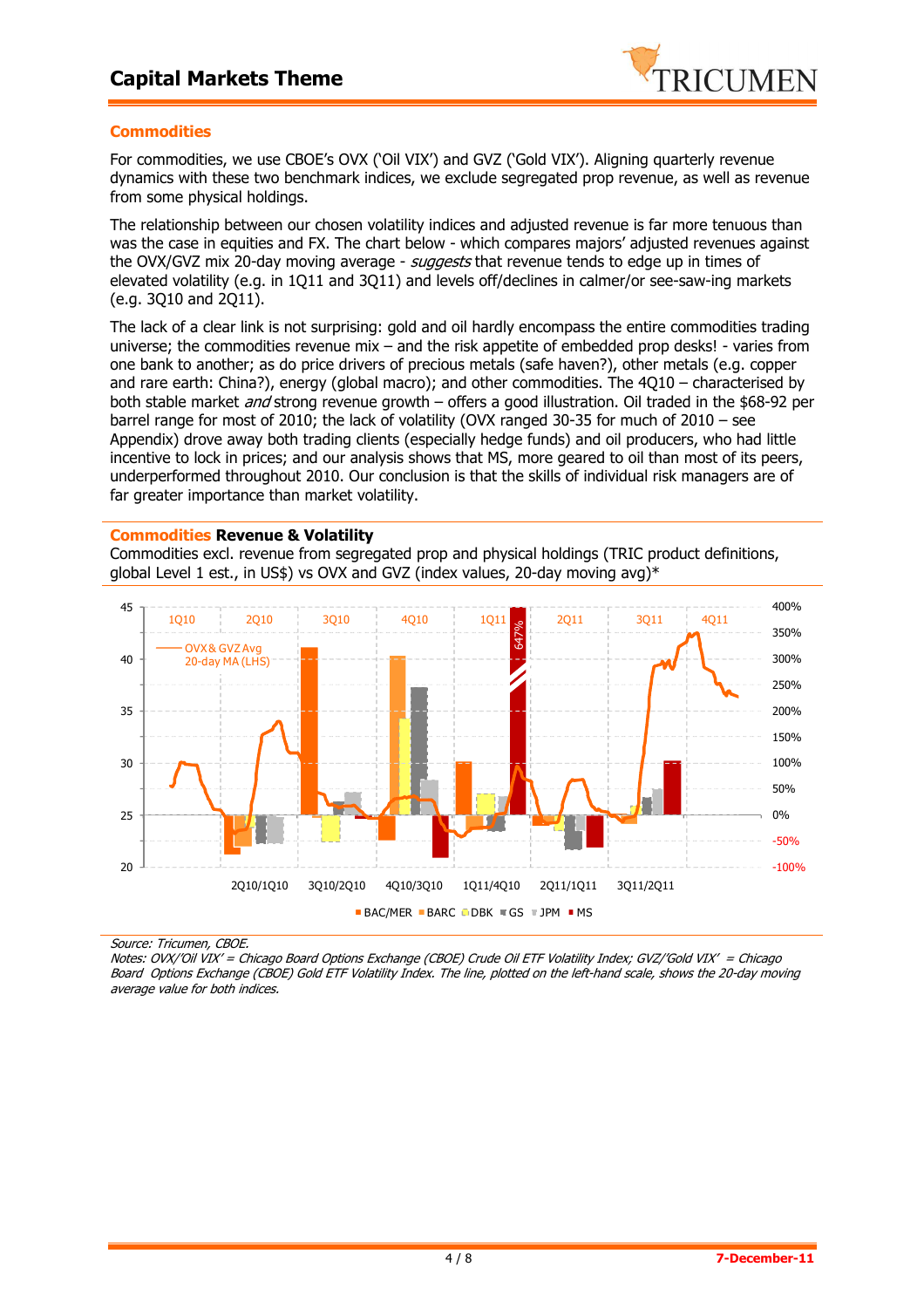## Commodities

For commodities, we use CBOE's OVX ('Oil VIX') and GVZ ('Gold VIX'). Aligning quarterly revenue dynamics with these two benchmark indices, we exclude segregated prop revenue, as well as revenue from some physical holdings.

The relationship between our chosen volatility indices and adjusted revenue is far more tenuous than was the case in equities and FX. The chart below - which compares majors' adjusted revenues against the OVX/GVZ mix 20-day moving average - *suggests* that revenue tends to edge up in times of elevated volatility (e.g. in 1Q11 and 3Q11) and levels off/declines in calmer/or see-saw-ing markets (e.g. 3Q10 and 2Q11).

The lack of a clear link is not surprising: gold and oil hardly encompass the entire commodities trading universe; the commodities revenue mix – and the risk appetite of embedded prop desks! - varies from one bank to another; as do price drivers of precious metals (safe haven?), other metals (e.g. copper and rare earth: China?), energy (global macro); and other commodities. The 4Q10 – characterised by both stable market *and* strong revenue growth – offers a good illustration. Oil traded in the $68-92 per barrel range for most of 2010; the lack of volatility (OVX ranged 30-35 for much of 2010 – see Appendix) drove away both trading clients (especially hedge funds) and oil producers, who had little incentive to lock in prices; and our analysis shows that MS, more geared to oil than most of its peers, underperformed throughout 2010. Our conclusion is that the skills of individual risk managers are of far greater importance than market volatility.

**Commodities Revenue & Volatility**

Commodities excl. revenue from segregated prop and physical holdings (TRIC product definitions, global Level 1 est., in US$) vs OVX and GVZ (index values, 20-day moving avg)*

Source: Tricumen, CBOE.

*Notes: OVX/'Oil VIX' = Chicago Board Options Exchange (CBOE) Crude Oil ETF Volatility Index; GVZ/'Gold VIX' = Chicago Board Options Exchange (CBOE) Gold ETF Volatility Index. The line, plotted on the left-hand scale, shows the 20-day moving average value for both indices.*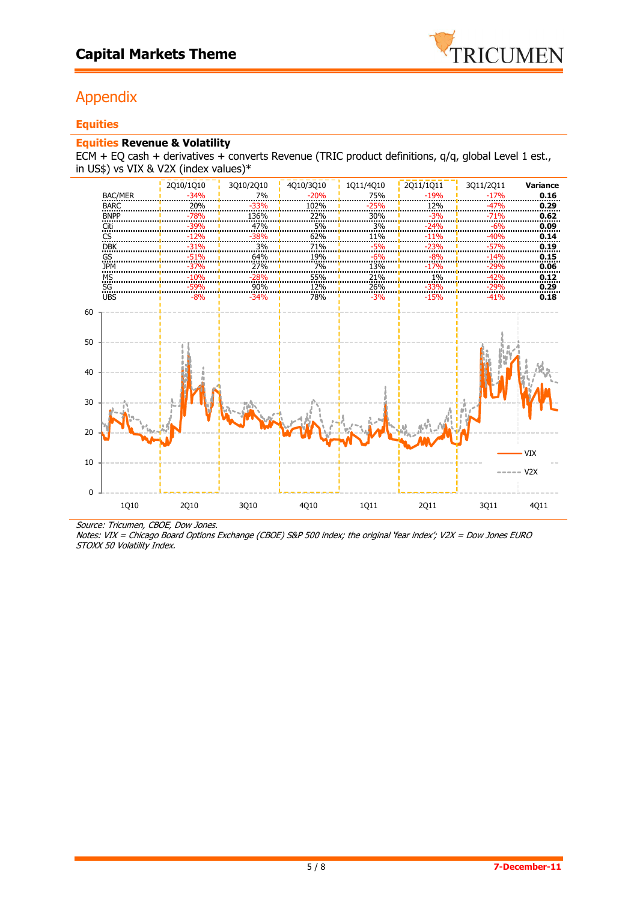## Appendix

### Equities

**Equities Revenue & Volatility**

ECM + EQ cash + derivatives + converts Revenue (TRIC product definitions, q/q, global Level 1 est., in US$) vs VIX & V2X (index values)*

| | 2Q10/1Q10 | 3Q10/2Q10 | 4Q10/3Q10 | 1Q11/4Q10 | 2Q11/1Q11 | 3Q11/2Q11 | Variance |
|---|---|---|---|---|---|---|---|
| BAC/MER | -34% | 7% | -20% | 75% | -19% | -17% | **0.16** |
| BARC | 20% | -33% | 102% | -25% | 12% | -47% | **0.29** |
| BNPP | -78% | 136% | 22% | 30% | -3% | -71% | **0.62** |
| Citi | -39% | 47% | 5% | 3% | -24% | -6% | **0.09** |
| CS | -12% | -38% | 62% | 11% | -11% | -40% | **0.14** |
| DBK | -31% | 3% | 71% | -5% | -23% | -57% | **0.19** |
| GS | -51% | 64% | 19% | -6% | -8% | -14% | **0.15** |
| JPM | -37% | 27% | 7% | 13% | -17% | -29% | **0.06** |
| MS | -10% | -28% | 55% | 21% | 1% | -42% | **0.12** |
| SG | -59% | 90% | 12% | 26% | -33% | -29% | **0.29** |
| UBS | -8% | -34% | 78% | -3% | -15% | -41% | **0.18** |

*Source: Tricumen, CBOE, Dow Jones.*
*Notes: VIX = Chicago Board Options Exchange (CBOE) S&P 500 index; the original 'fear index'; V2X = Dow Jones EURO STOXX 50 Volatility Index.*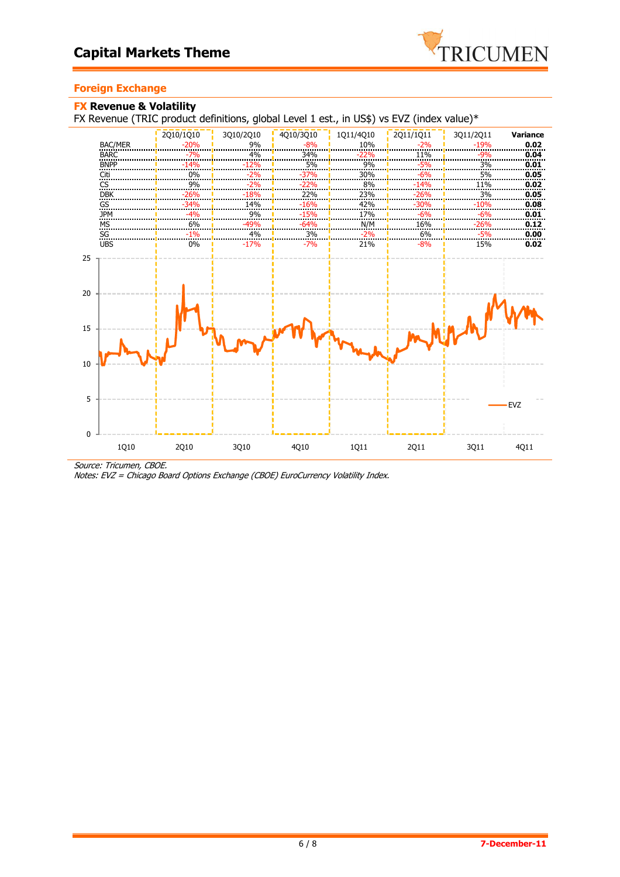## Foreign Exchange

### FX Revenue & Volatility

FX Revenue (TRIC product definitions, global Level 1 est., in US$) vs EVZ (index value)*

| | 2Q10/1Q10 | 3Q10/2Q10 | 4Q10/3Q10 | 1Q11/4Q10 | 2Q11/1Q11 | 3Q11/2Q11 | Variance |
|---|---|---|---|---|---|---|---|
| BAC/MER | -20% | 9% | -8% | 10% | -2% | -19% | **0.02** |
| BARC | -7% | 4% | 34% | -22% | 11% | -9% | **0.04** |
| BNPP | -14% | -12% | 5% | 9% | -5% | 3% | **0.01** |
| Citi | 0% | -2% | -37% | 30% | -6% | 5% | **0.05** |
| CS | 9% | -2% | -22% | 8% | -14% | 11% | **0.02** |
| DBK | -26% | -18% | 22% | 23% | -26% | 3% | **0.05** |
| GS | -34% | 14% | -16% | 42% | -30% | -10% | **0.08** |
| JPM | -4% | 9% | -15% | 17% | -6% | -6% | **0.01** |
| MS | 6% | -49% | -64% | N/M | 16% | -26% | **0.12** |
| SG | -1% | 4% | 3% | -2% | 6% | -5% | **0.00** |
| UBS | 0% | -17% | -7% | 21% | -8% | 15% | **0.02** |

*Source: Tricumen, CBOE.*
*Notes: EVZ = Chicago Board Options Exchange (CBOE) EuroCurrency Volatility Index.*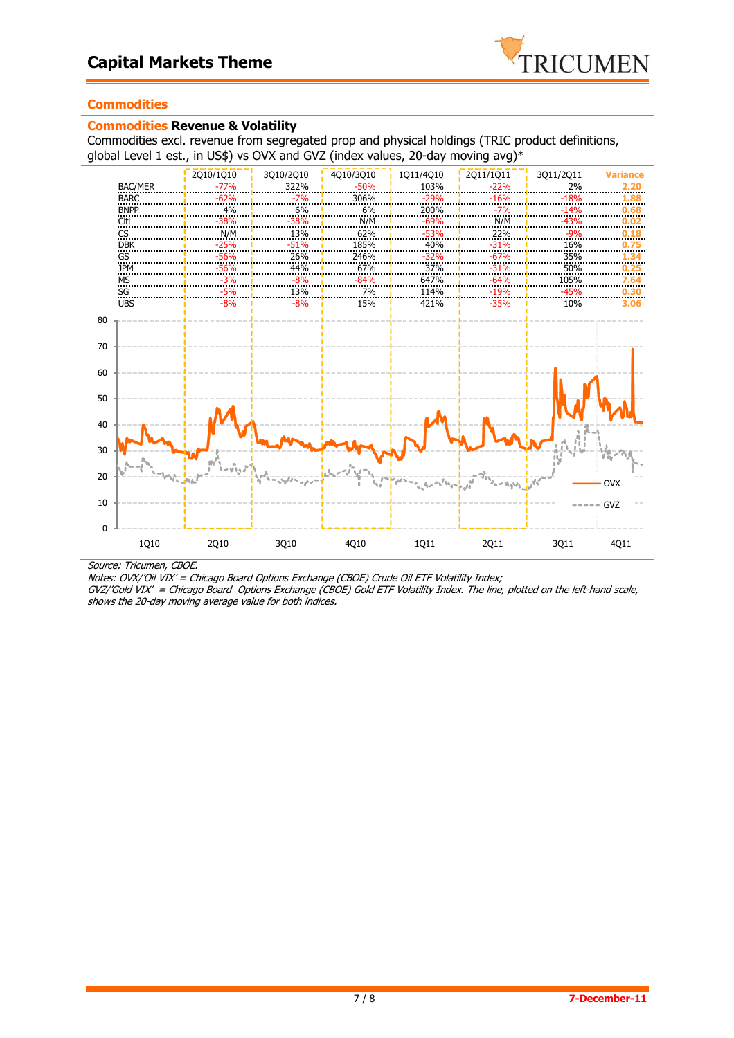## Commodities

### Commodities Revenue & Volatility

Commodities excl. revenue from segregated prop and physical holdings (TRIC product definitions, global Level 1 est., in US$) vs OVX and GVZ (index values, 20-day moving avg)*

| | 2Q10/1Q10 | 3Q10/2Q10 | 4Q10/3Q10 | 1Q11/4Q10 | 2Q11/1Q11 | 3Q11/2Q11 | Variance |
|---|---|---|---|---|---|---|---|
| BAC/MER | -77% | 322% | -50% | 103% | -22% | 2% | 2.20 |
| BARC | -62% | -7% | 306% | -29% | -16% | -18% | 1.88 |
| BNPP | 4% | 6% | 6% | 200% | -7% | -14% | 0.68 |
| Citi | -38% | -38% | N/M | -69% | N/M | -43% | 0.02 |
| CS | N/M | 13% | 62% | -53% | 22% | -9% | 0.18 |
| DBK | -25% | -51% | 185% | 40% | -31% | 16% | 0.75 |
| GS | -56% | 26% | 246% | -32% | -67% | 35% | 1.34 |
| JPM | -56% | 44% | 67% | 37% | -31% | 50% | 0.25 |
| MS | -3% | -8% | -84% | 647% | -64% | 105% | 7.64 |
| SG | -5% | 13% | 7% | 114% | -19% | -45% | 0.30 |
| UBS | -8% | -8% | 15% | 421% | -35% | 10% | 3.06 |

Source: Tricumen, CBOE.

*Notes: OVX/'Oil VIX' = Chicago Board Options Exchange (CBOE) Crude Oil ETF Volatility Index;*
*GVZ/'Gold VIX' = Chicago Board Options Exchange (CBOE) Gold ETF Volatility Index. The line, plotted on the left-hand scale, shows the 20-day moving average value for both indices.*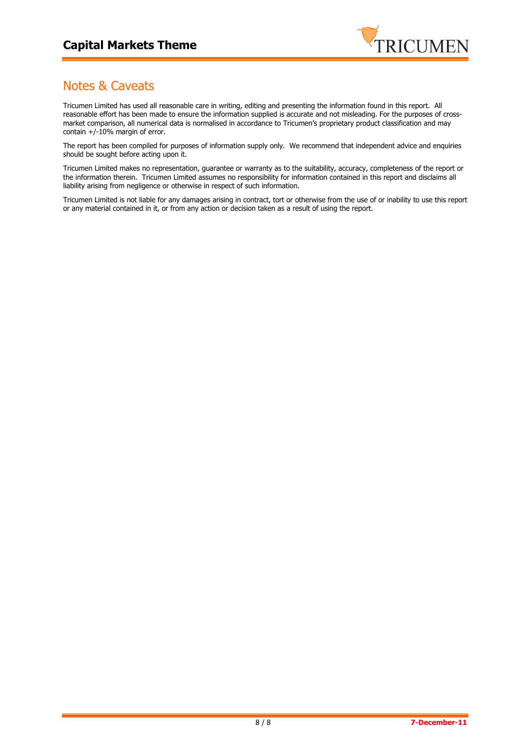## Notes & Caveats

Tricumen Limited has used all reasonable care in writing, editing and presenting the information found in this report. All reasonable effort has been made to ensure the information supplied is accurate and not misleading. For the purposes of cross-market comparison, all numerical data is normalised in accordance to Tricumen's proprietary product classification and may contain +/-10% margin of error.

The report has been compiled for purposes of information supply only. We recommend that independent advice and enquiries should be sought before acting upon it.

Tricumen Limited makes no representation, guarantee or warranty as to the suitability, accuracy, completeness of the report or the information therein. Tricumen Limited assumes no responsibility for information contained in this report and disclaims all liability arising from negligence or otherwise in respect of such information.

Tricumen Limited is not liable for any damages arising in contract, tort or otherwise from the use of or inability to use this report or any material contained in it, or from any action or decision taken as a result of using the report.